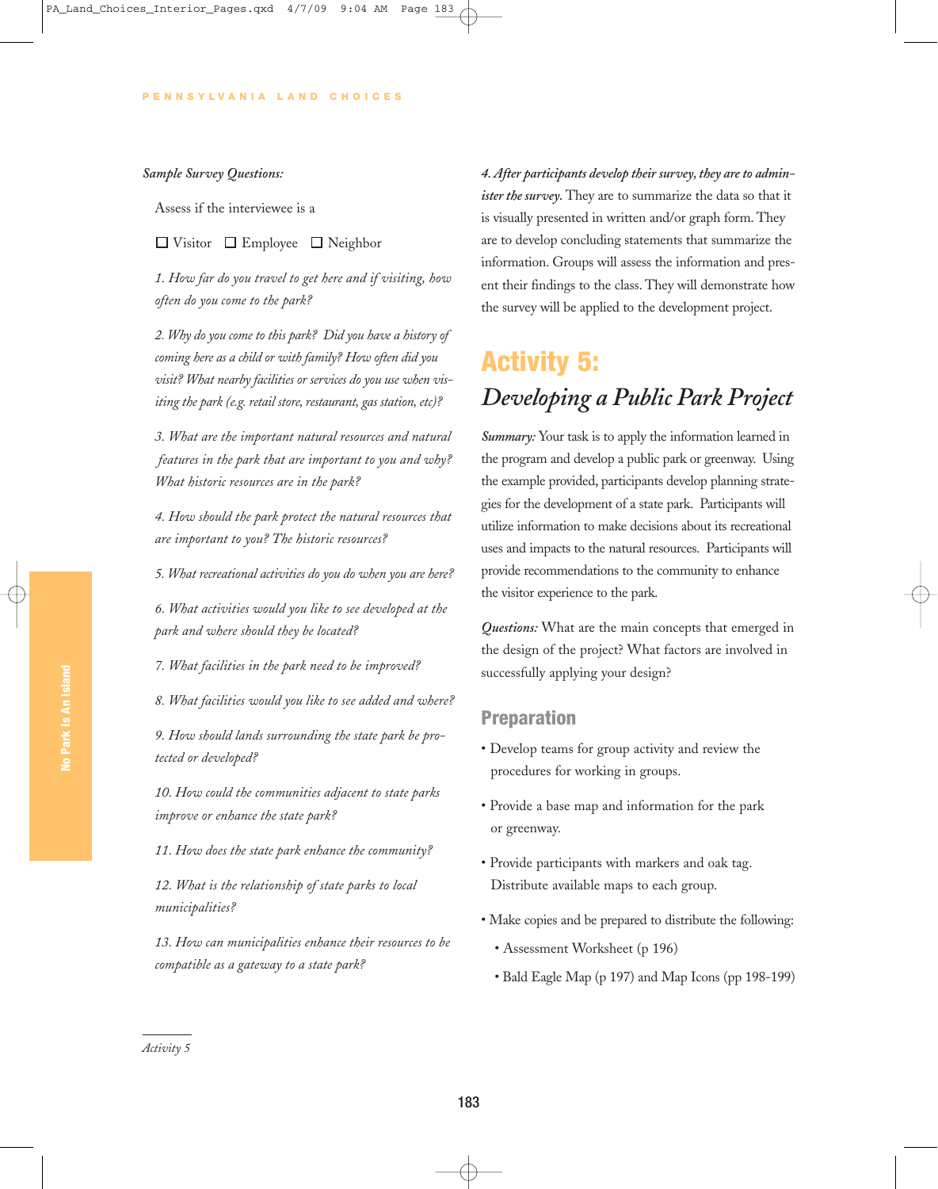*Sample Survey Questions:*

Assess if the interviewee is a

☐ Visitor ☐ Employee ☐ Neighbor

*1. How far do you travel to get here and if visiting, how often do you come to the park?*

*2. Why do you come to this park? Did you have a history of coming here as a child or with family? How often did you visit? What nearby facilities or services do you use when visiting the park (e.g. retail store, restaurant, gas station, etc)?*

*3. What are the important natural resources and natural features in the park that are important to you and why? What historic resources are in the park?*

*4. How should the park protect the natural resources that are important to you? The historic resources?*

*5. What recreational activities do you do when you are here?*

*6. What activities would you like to see developed at the park and where should they be located?*

*7. What facilities in the park need to be improved?*

*8. What facilities would you like to see added and where?*

*9. How should lands surrounding the state park be protected or developed?*

*10. How could the communities adjacent to state parks improve or enhance the state park?*

*11. How does the state park enhance the community?*

*12. What is the relationship of state parks to local municipalities?*

*13. How can municipalities enhance their resources to be compatible as a gateway to a state park?*

***4. After participants develop their survey, they are to administer the survey.*** They are to summarize the data so that it is visually presented in written and/or graph form. They are to develop concluding statements that summarize the information. Groups will assess the information and present their findings to the class. They will demonstrate how the survey will be applied to the development project.

# Activity 5:
## *Developing a Public Park Project*

*Summary:* Your task is to apply the information learned in the program and develop a public park or greenway. Using the example provided, participants develop planning strategies for the development of a state park. Participants will utilize information to make decisions about its recreational uses and impacts to the natural resources. Participants will provide recommendations to the community to enhance the visitor experience to the park.

*Questions:* What are the main concepts that emerged in the design of the project? What factors are involved in successfully applying your design?

### Preparation

- Develop teams for group activity and review the procedures for working in groups.
- Provide a base map and information for the park or greenway.
- Provide participants with markers and oak tag. Distribute available maps to each group.
- Make copies and be prepared to distribute the following:
  - Assessment Worksheet (p 196)
  - Bald Eagle Map (p 197) and Map Icons (pp 198-199)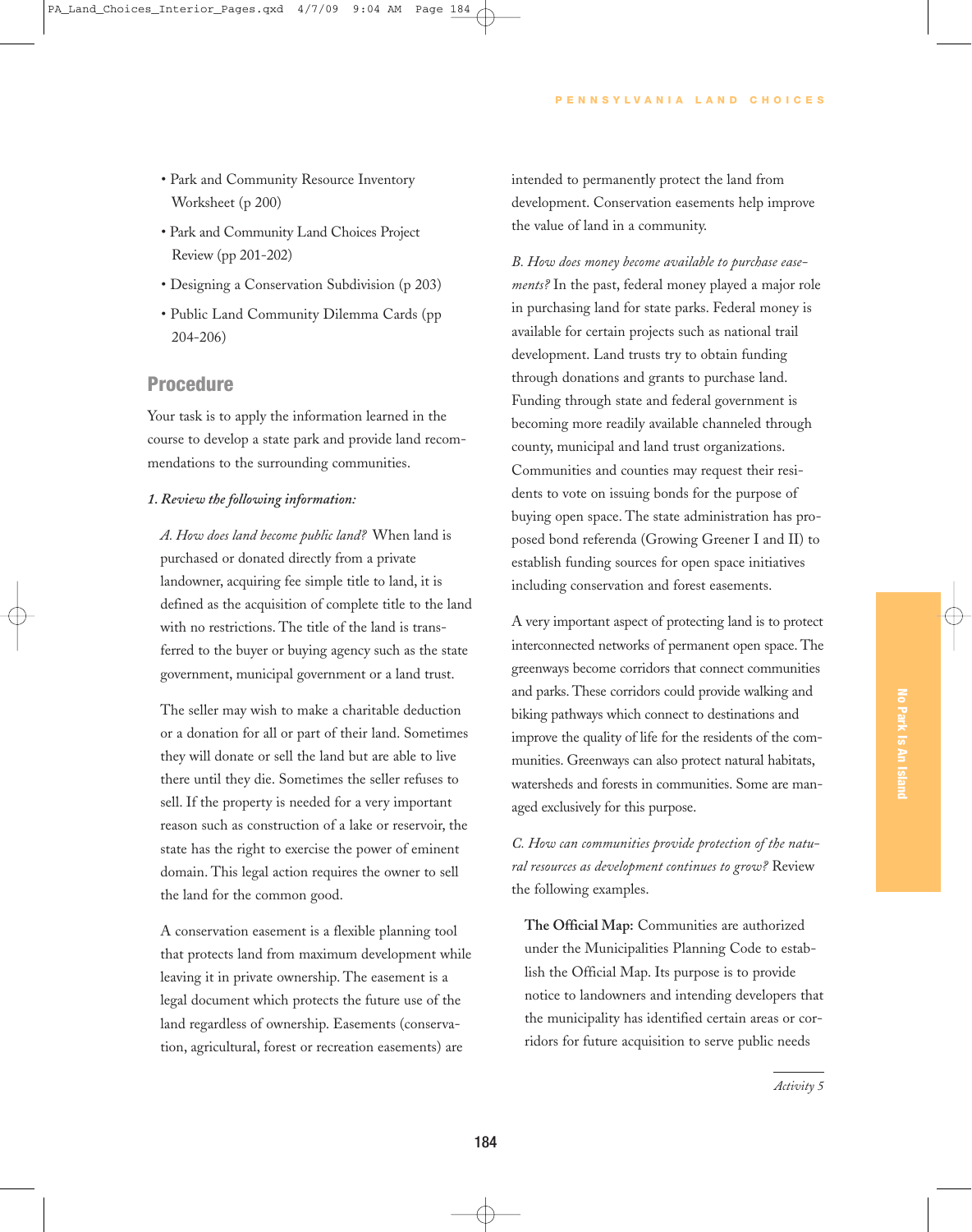- Park and Community Resource Inventory Worksheet (p 200)
- Park and Community Land Choices Project Review (pp 201-202)
- Designing a Conservation Subdivision (p 203)
- Public Land Community Dilemma Cards (pp 204-206)

## Procedure

Your task is to apply the information learned in the course to develop a state park and provide land recommendations to the surrounding communities.

*1. Review the following information:*

*A. How does land become public land?* When land is purchased or donated directly from a private landowner, acquiring fee simple title to land, it is defined as the acquisition of complete title to the land with no restrictions. The title of the land is transferred to the buyer or buying agency such as the state government, municipal government or a land trust.

The seller may wish to make a charitable deduction or a donation for all or part of their land. Sometimes they will donate or sell the land but are able to live there until they die. Sometimes the seller refuses to sell. If the property is needed for a very important reason such as construction of a lake or reservoir, the state has the right to exercise the power of eminent domain. This legal action requires the owner to sell the land for the common good.

A conservation easement is a flexible planning tool that protects land from maximum development while leaving it in private ownership. The easement is a legal document which protects the future use of the land regardless of ownership. Easements (conservation, agricultural, forest or recreation easements) are intended to permanently protect the land from development. Conservation easements help improve the value of land in a community.

*B. How does money become available to purchase easements?* In the past, federal money played a major role in purchasing land for state parks. Federal money is available for certain projects such as national trail development. Land trusts try to obtain funding through donations and grants to purchase land. Funding through state and federal government is becoming more readily available channeled through county, municipal and land trust organizations. Communities and counties may request their residents to vote on issuing bonds for the purpose of buying open space. The state administration has proposed bond referenda (Growing Greener I and II) to establish funding sources for open space initiatives including conservation and forest easements.

A very important aspect of protecting land is to protect interconnected networks of permanent open space. The greenways become corridors that connect communities and parks. These corridors could provide walking and biking pathways which connect to destinations and improve the quality of life for the residents of the communities. Greenways can also protect natural habitats, watersheds and forests in communities. Some are managed exclusively for this purpose.

*C. How can communities provide protection of the natural resources as development continues to grow?* Review the following examples.

**The Official Map:** Communities are authorized under the Municipalities Planning Code to establish the Official Map. Its purpose is to provide notice to landowners and intending developers that the municipality has identified certain areas or corridors for future acquisition to serve public needs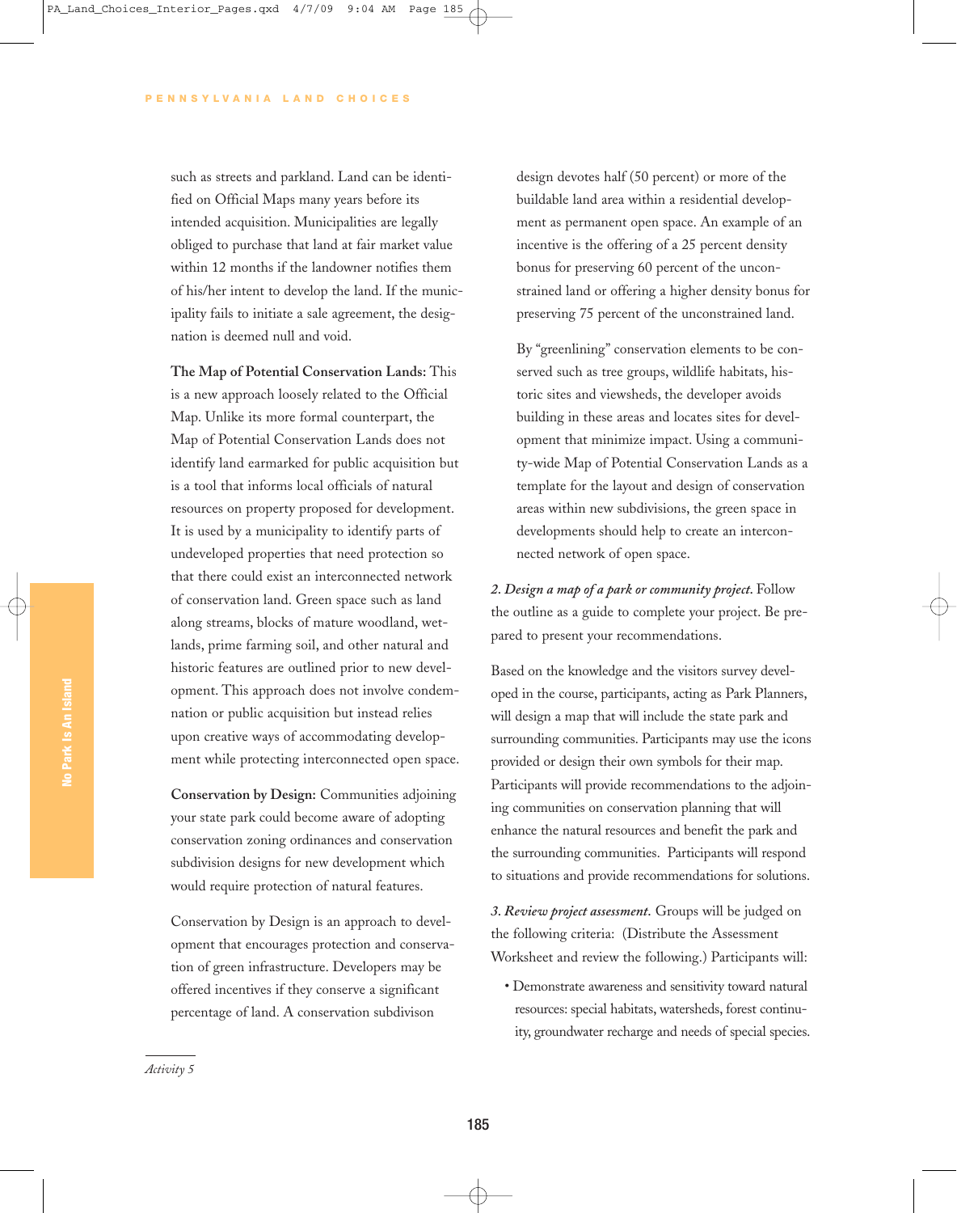such as streets and parkland. Land can be identified on Official Maps many years before its intended acquisition. Municipalities are legally obliged to purchase that land at fair market value within 12 months if the landowner notifies them of his/her intent to develop the land. If the municipality fails to initiate a sale agreement, the designation is deemed null and void.

**The Map of Potential Conservation Lands:** This is a new approach loosely related to the Official Map. Unlike its more formal counterpart, the Map of Potential Conservation Lands does not identify land earmarked for public acquisition but is a tool that informs local officials of natural resources on property proposed for development. It is used by a municipality to identify parts of undeveloped properties that need protection so that there could exist an interconnected network of conservation land. Green space such as land along streams, blocks of mature woodland, wetlands, prime farming soil, and other natural and historic features are outlined prior to new development. This approach does not involve condemnation or public acquisition but instead relies upon creative ways of accommodating development while protecting interconnected open space.

**Conservation by Design:** Communities adjoining your state park could become aware of adopting conservation zoning ordinances and conservation subdivision designs for new development which would require protection of natural features.

Conservation by Design is an approach to development that encourages protection and conservation of green infrastructure. Developers may be offered incentives if they conserve a significant percentage of land. A conservation subdivison design devotes half (50 percent) or more of the buildable land area within a residential development as permanent open space. An example of an incentive is the offering of a 25 percent density bonus for preserving 60 percent of the unconstrained land or offering a higher density bonus for preserving 75 percent of the unconstrained land.

By "greenlining" conservation elements to be conserved such as tree groups, wildlife habitats, historic sites and viewsheds, the developer avoids building in these areas and locates sites for development that minimize impact. Using a community-wide Map of Potential Conservation Lands as a template for the layout and design of conservation areas within new subdivisions, the green space in developments should help to create an interconnected network of open space.

*2. Design a map of a park or community project.* Follow the outline as a guide to complete your project. Be prepared to present your recommendations.

Based on the knowledge and the visitors survey developed in the course, participants, acting as Park Planners, will design a map that will include the state park and surrounding communities. Participants may use the icons provided or design their own symbols for their map. Participants will provide recommendations to the adjoining communities on conservation planning that will enhance the natural resources and benefit the park and the surrounding communities. Participants will respond to situations and provide recommendations for solutions.

*3. Review project assessment.* Groups will be judged on the following criteria: (Distribute the Assessment Worksheet and review the following.) Participants will:

- Demonstrate awareness and sensitivity toward natural resources: special habitats, watersheds, forest continuity, groundwater recharge and needs of special species.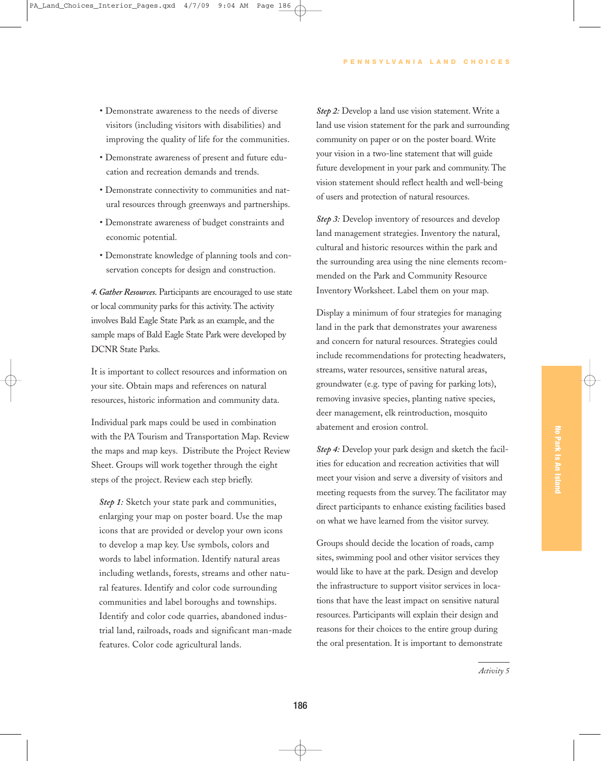- Demonstrate awareness to the needs of diverse visitors (including visitors with disabilities) and improving the quality of life for the communities.
- Demonstrate awareness of present and future education and recreation demands and trends.
- Demonstrate connectivity to communities and natural resources through greenways and partnerships.
- Demonstrate awareness of budget constraints and economic potential.
- Demonstrate knowledge of planning tools and conservation concepts for design and construction.

***4. Gather Resources.*** Participants are encouraged to use state or local community parks for this activity. The activity involves Bald Eagle State Park as an example, and the sample maps of Bald Eagle State Park were developed by DCNR State Parks.

It is important to collect resources and information on your site. Obtain maps and references on natural resources, historic information and community data.

Individual park maps could be used in combination with the PA Tourism and Transportation Map. Review the maps and map keys. Distribute the Project Review Sheet. Groups will work together through the eight steps of the project. Review each step briefly.

*Step 1:* Sketch your state park and communities, enlarging your map on poster board. Use the map icons that are provided or develop your own icons to develop a map key. Use symbols, colors and words to label information. Identify natural areas including wetlands, forests, streams and other natural features. Identify and color code surrounding communities and label boroughs and townships. Identify and color code quarries, abandoned industrial land, railroads, roads and significant man-made features. Color code agricultural lands.

*Step 2:* Develop a land use vision statement. Write a land use vision statement for the park and surrounding community on paper or on the poster board. Write your vision in a two-line statement that will guide future development in your park and community. The vision statement should reflect health and well-being of users and protection of natural resources.

*Step 3:* Develop inventory of resources and develop land management strategies. Inventory the natural, cultural and historic resources within the park and the surrounding area using the nine elements recommended on the Park and Community Resource Inventory Worksheet. Label them on your map.

Display a minimum of four strategies for managing land in the park that demonstrates your awareness and concern for natural resources. Strategies could include recommendations for protecting headwaters, streams, water resources, sensitive natural areas, groundwater (e.g. type of paving for parking lots), removing invasive species, planting native species, deer management, elk reintroduction, mosquito abatement and erosion control.

*Step 4:* Develop your park design and sketch the facilities for education and recreation activities that will meet your vision and serve a diversity of visitors and meeting requests from the survey. The facilitator may direct participants to enhance existing facilities based on what we have learned from the visitor survey.

Groups should decide the location of roads, camp sites, swimming pool and other visitor services they would like to have at the park. Design and develop the infrastructure to support visitor services in locations that have the least impact on sensitive natural resources. Participants will explain their design and reasons for their choices to the entire group during the oral presentation. It is important to demonstrate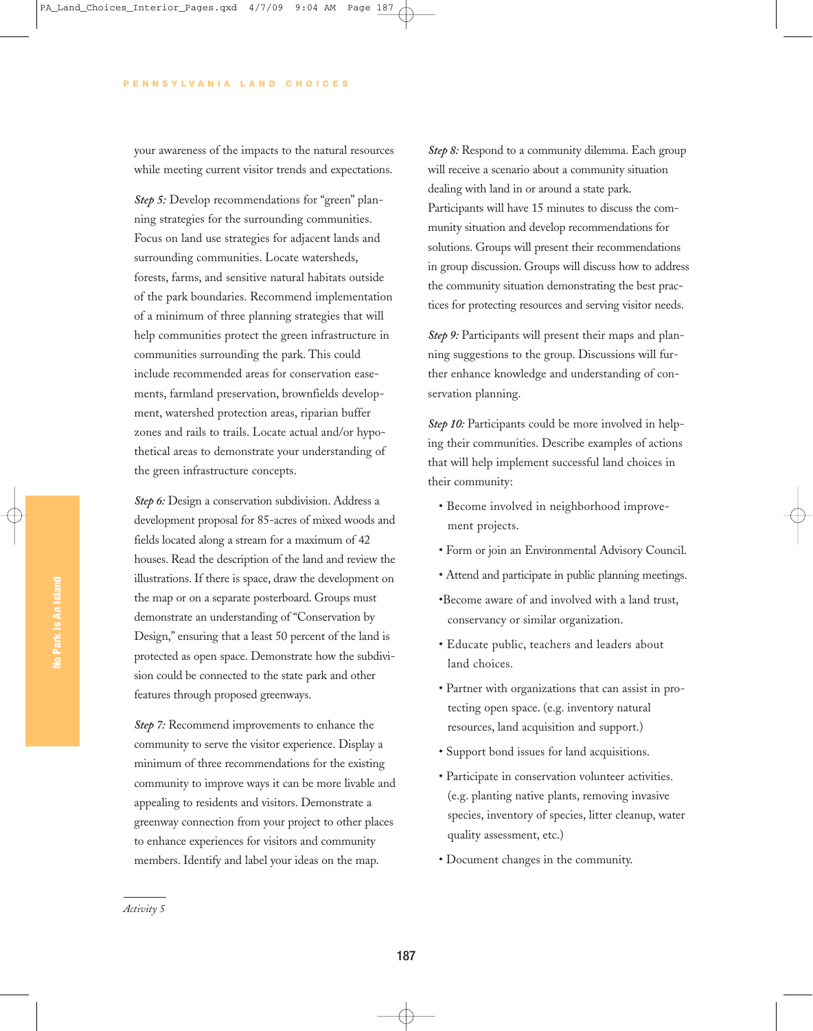your awareness of the impacts to the natural resources while meeting current visitor trends and expectations.

*Step 5:* Develop recommendations for "green" planning strategies for the surrounding communities. Focus on land use strategies for adjacent lands and surrounding communities. Locate watersheds, forests, farms, and sensitive natural habitats outside of the park boundaries. Recommend implementation of a minimum of three planning strategies that will help communities protect the green infrastructure in communities surrounding the park. This could include recommended areas for conservation easements, farmland preservation, brownfields development, watershed protection areas, riparian buffer zones and rails to trails. Locate actual and/or hypothetical areas to demonstrate your understanding of the green infrastructure concepts.

*Step 6:* Design a conservation subdivision. Address a development proposal for 85-acres of mixed woods and fields located along a stream for a maximum of 42 houses. Read the description of the land and review the illustrations. If there is space, draw the development on the map or on a separate posterboard. Groups must demonstrate an understanding of "Conservation by Design," ensuring that a least 50 percent of the land is protected as open space. Demonstrate how the subdivision could be connected to the state park and other features through proposed greenways.

*Step 7:* Recommend improvements to enhance the community to serve the visitor experience. Display a minimum of three recommendations for the existing community to improve ways it can be more livable and appealing to residents and visitors. Demonstrate a greenway connection from your project to other places to enhance experiences for visitors and community members. Identify and label your ideas on the map.

*Step 8:* Respond to a community dilemma. Each group will receive a scenario about a community situation dealing with land in or around a state park. Participants will have 15 minutes to discuss the community situation and develop recommendations for solutions. Groups will present their recommendations in group discussion. Groups will discuss how to address the community situation demonstrating the best practices for protecting resources and serving visitor needs.

*Step 9:* Participants will present their maps and planning suggestions to the group. Discussions will further enhance knowledge and understanding of conservation planning.

*Step 10:* Participants could be more involved in helping their communities. Describe examples of actions that will help implement successful land choices in their community:

- Become involved in neighborhood improvement projects.
- Form or join an Environmental Advisory Council.
- Attend and participate in public planning meetings.
- Become aware of and involved with a land trust, conservancy or similar organization.
- Educate public, teachers and leaders about land choices.
- Partner with organizations that can assist in protecting open space. (e.g. inventory natural resources, land acquisition and support.)
- Support bond issues for land acquisitions.
- Participate in conservation volunteer activities. (e.g. planting native plants, removing invasive species, inventory of species, litter cleanup, water quality assessment, etc.)
- Document changes in the community.